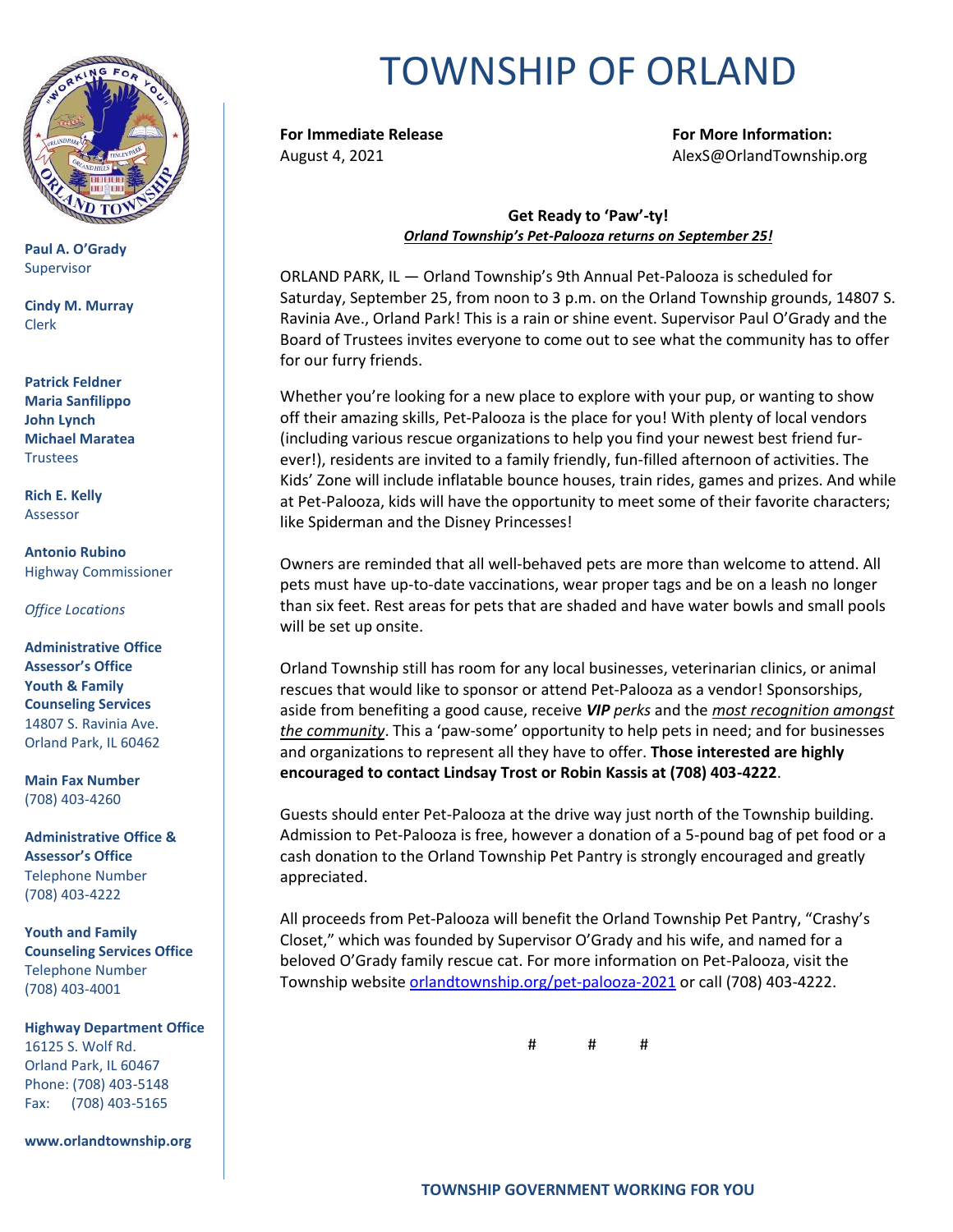# TOWNSHIP OF ORLAND

**Paul A. O'Grady**
Supervisor

**Cindy M. Murray**
Clerk

**Patrick Feldner**
**Maria Sanfilippo**
**John Lynch**
**Michael Maratea**
Trustees

**Rich E. Kelly**
Assessor

**Antonio Rubino**
Highway Commissioner

*Office Locations*

**Administrative Office**
**Assessor's Office**
**Youth & Family Counseling Services**
14807 S. Ravinia Ave.
Orland Park, IL 60462

**Main Fax Number**
(708) 403-4260

**Administrative Office & Assessor's Office**
Telephone Number
(708) 403-4222

**Youth and Family Counseling Services Office**
Telephone Number
(708) 403-4001

**Highway Department Office**
16125 S. Wolf Rd.
Orland Park, IL 60467
Phone: (708) 403-5148
Fax: (708) 403-5165

**www.orlandtownship.org**

---

**For Immediate Release**
August 4, 2021

**For More Information:**
AlexS@OrlandTownship.org

**Get Ready to 'Paw'-ty!**
***<u>Orland Township's Pet-Palooza returns on September 25!</u>***

ORLAND PARK, IL — Orland Township's 9th Annual Pet-Palooza is scheduled for Saturday, September 25, from noon to 3 p.m. on the Orland Township grounds, 14807 S. Ravinia Ave., Orland Park! This is a rain or shine event. Supervisor Paul O'Grady and the Board of Trustees invites everyone to come out to see what the community has to offer for our furry friends.

Whether you're looking for a new place to explore with your pup, or wanting to show off their amazing skills, Pet-Palooza is the place for you! With plenty of local vendors (including various rescue organizations to help you find your newest best friend fur-ever!), residents are invited to a family friendly, fun-filled afternoon of activities. The Kids' Zone will include inflatable bounce houses, train rides, games and prizes. And while at Pet-Palooza, kids will have the opportunity to meet some of their favorite characters; like Spiderman and the Disney Princesses!

Owners are reminded that all well-behaved pets are more than welcome to attend. All pets must have up-to-date vaccinations, wear proper tags and be on a leash no longer than six feet. Rest areas for pets that are shaded and have water bowls and small pools will be set up onsite.

Orland Township still has room for any local businesses, veterinarian clinics, or animal rescues that would like to sponsor or attend Pet-Palooza as a vendor! Sponsorships, aside from benefiting a good cause, receive ***VIP** perks* and the *<u>most recognition amongst the community</u>*. This a 'paw-some' opportunity to help pets in need; and for businesses and organizations to represent all they have to offer. **Those interested are highly encouraged to contact Lindsay Trost or Robin Kassis at (708) 403-4222**.

Guests should enter Pet-Palooza at the drive way just north of the Township building. Admission to Pet-Palooza is free, however a donation of a 5-pound bag of pet food or a cash donation to the Orland Township Pet Pantry is strongly encouraged and greatly appreciated.

All proceeds from Pet-Palooza will benefit the Orland Township Pet Pantry, "Crashy's Closet," which was founded by Supervisor O'Grady and his wife, and named for a beloved O'Grady family rescue cat. For more information on Pet-Palooza, visit the Township website orlandtownship.org/pet-palooza-2021 or call (708) 403-4222.

# # #

**TOWNSHIP GOVERNMENT WORKING FOR YOU**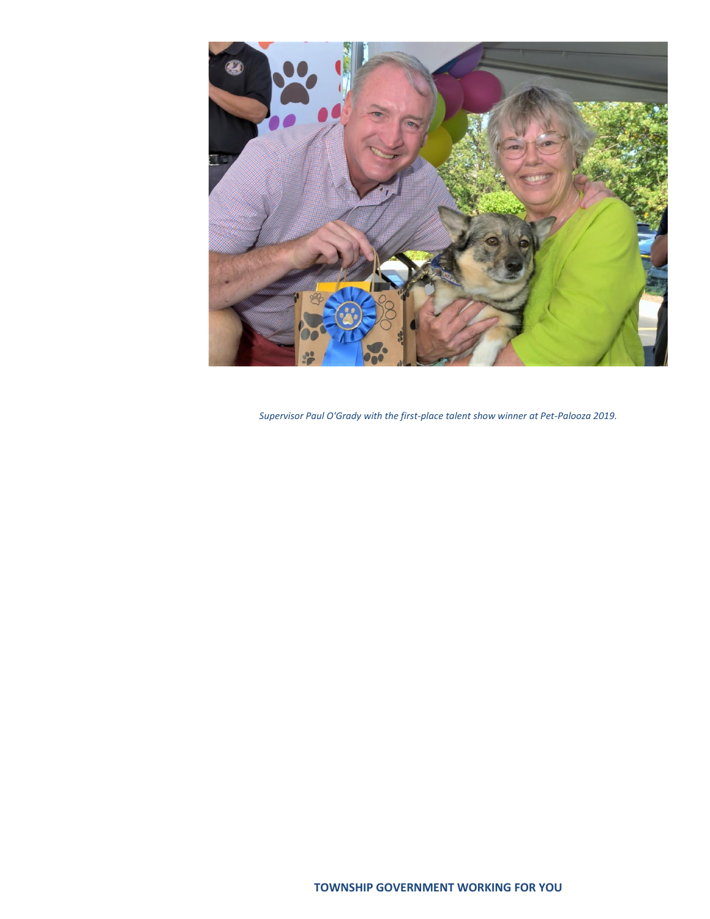*Supervisor Paul O'Grady with the first-place talent show winner at Pet-Palooza 2019.*